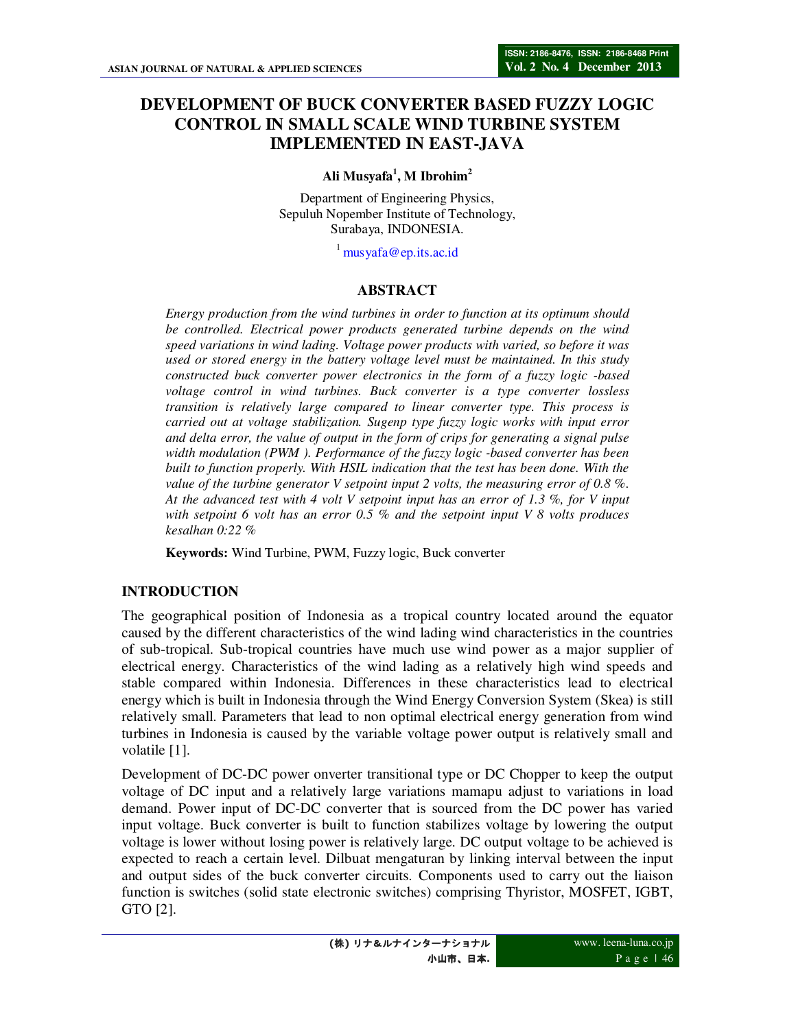# DEVELOPMENT OF BUCK CONVERTER BASED FUZZY LOGIC CONTROL IN SMALL SCALE WIND TURBINE SYSTEM IMPLEMENTED IN EAST-JAVA

**Ali Musyafa[1], M Ibrohim[2]**

Department of Engineering Physics,
Sepuluh Nopember Institute of Technology,
Surabaya, INDONESIA.

[1] musyafa@ep.its.ac.id

## ABSTRACT

*Energy production from the wind turbines in order to function at its optimum should be controlled. Electrical power products generated turbine depends on the wind speed variations in wind lading. Voltage power products with varied, so before it was used or stored energy in the battery voltage level must be maintained. In this study constructed buck converter power electronics in the form of a fuzzy logic -based voltage control in wind turbines. Buck converter is a type converter lossless transition is relatively large compared to linear converter type. This process is carried out at voltage stabilization. Sugenp type fuzzy logic works with input error and delta error, the value of output in the form of crips for generating a signal pulse width modulation (PWM ). Performance of the fuzzy logic -based converter has been built to function properly. With HSIL indication that the test has been done. With the value of the turbine generator V setpoint input 2 volts, the measuring error of 0.8 %. At the advanced test with 4 volt V setpoint input has an error of 1.3 %, for V input with setpoint 6 volt has an error 0.5 % and the setpoint input V 8 volts produces kesalhan 0:22 %*

**Keywords:** Wind Turbine, PWM, Fuzzy logic, Buck converter

## INTRODUCTION

The geographical position of Indonesia as a tropical country located around the equator caused by the different characteristics of the wind lading wind characteristics in the countries of sub-tropical. Sub-tropical countries have much use wind power as a major supplier of electrical energy. Characteristics of the wind lading as a relatively high wind speeds and stable compared within Indonesia. Differences in these characteristics lead to electrical energy which is built in Indonesia through the Wind Energy Conversion System (Skea) is still relatively small. Parameters that lead to non optimal electrical energy generation from wind turbines in Indonesia is caused by the variable voltage power output is relatively small and volatile [1].

Development of DC-DC power onverter transitional type or DC Chopper to keep the output voltage of DC input and a relatively large variations mamapu adjust to variations in load demand. Power input of DC-DC converter that is sourced from the DC power has varied input voltage. Buck converter is built to function stabilizes voltage by lowering the output voltage is lower without losing power is relatively large. DC output voltage to be achieved is expected to reach a certain level. Dilbuat mengaturan by linking interval between the input and output sides of the buck converter circuits. Components used to carry out the liaison function is switches (solid state electronic switches) comprising Thyristor, MOSFET, IGBT, GTO [2].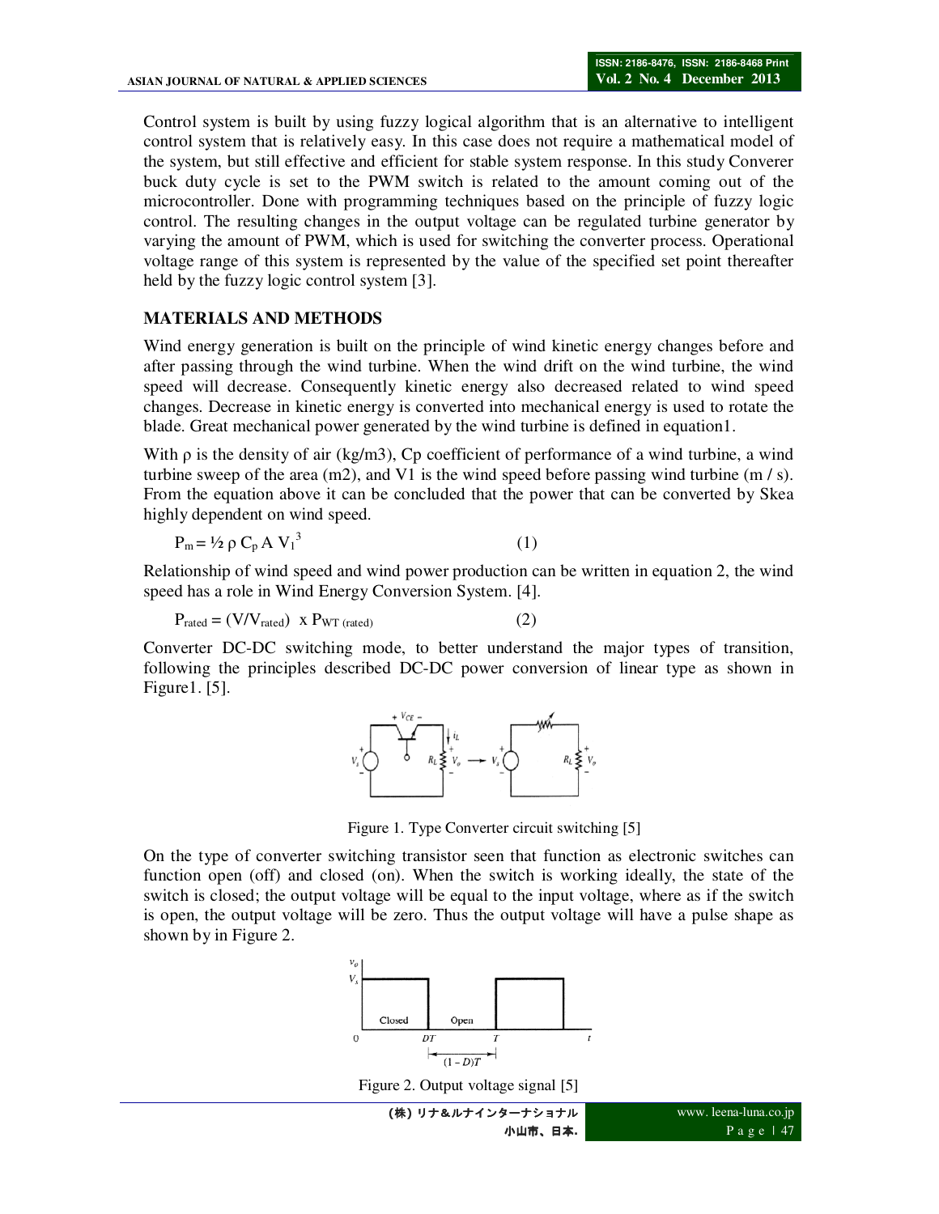Control system is built by using fuzzy logical algorithm that is an alternative to intelligent control system that is relatively easy. In this case does not require a mathematical model of the system, but still effective and efficient for stable system response. In this study Converer buck duty cycle is set to the PWM switch is related to the amount coming out of the microcontroller. Done with programming techniques based on the principle of fuzzy logic control. The resulting changes in the output voltage can be regulated turbine generator by varying the amount of PWM, which is used for switching the converter process. Operational voltage range of this system is represented by the value of the specified set point thereafter held by the fuzzy logic control system [3].

## MATERIALS AND METHODS

Wind energy generation is built on the principle of wind kinetic energy changes before and after passing through the wind turbine. When the wind drift on the wind turbine, the wind speed will decrease. Consequently kinetic energy also decreased related to wind speed changes. Decrease in kinetic energy is converted into mechanical energy is used to rotate the blade. Great mechanical power generated by the wind turbine is defined in equation1.

With ρ is the density of air (kg/m3), Cp coefficient of performance of a wind turbine, a wind turbine sweep of the area (m2), and V1 is the wind speed before passing wind turbine (m / s). From the equation above it can be concluded that the power that can be converted by Skea highly dependent on wind speed.

$$P_m = \frac{1}{2} \rho C_p A V_1^3 \quad (1)$$

Relationship of wind speed and wind power production can be written in equation 2, the wind speed has a role in Wind Energy Conversion System. [4].

$$P_{rated} = (V/V_{rated}) \times P_{WT\,(rated)} \quad (2)$$

Converter DC-DC switching mode, to better understand the major types of transition, following the principles described DC-DC power conversion of linear type as shown in Figure1. [5].

Figure 1. Type Converter circuit switching [5]

On the type of converter switching transistor seen that function as electronic switches can function open (off) and closed (on). When the switch is working ideally, the state of the switch is closed; the output voltage will be equal to the input voltage, where as if the switch is open, the output voltage will be zero. Thus the output voltage will have a pulse shape as shown by in Figure 2.

Figure 2. Output voltage signal [5]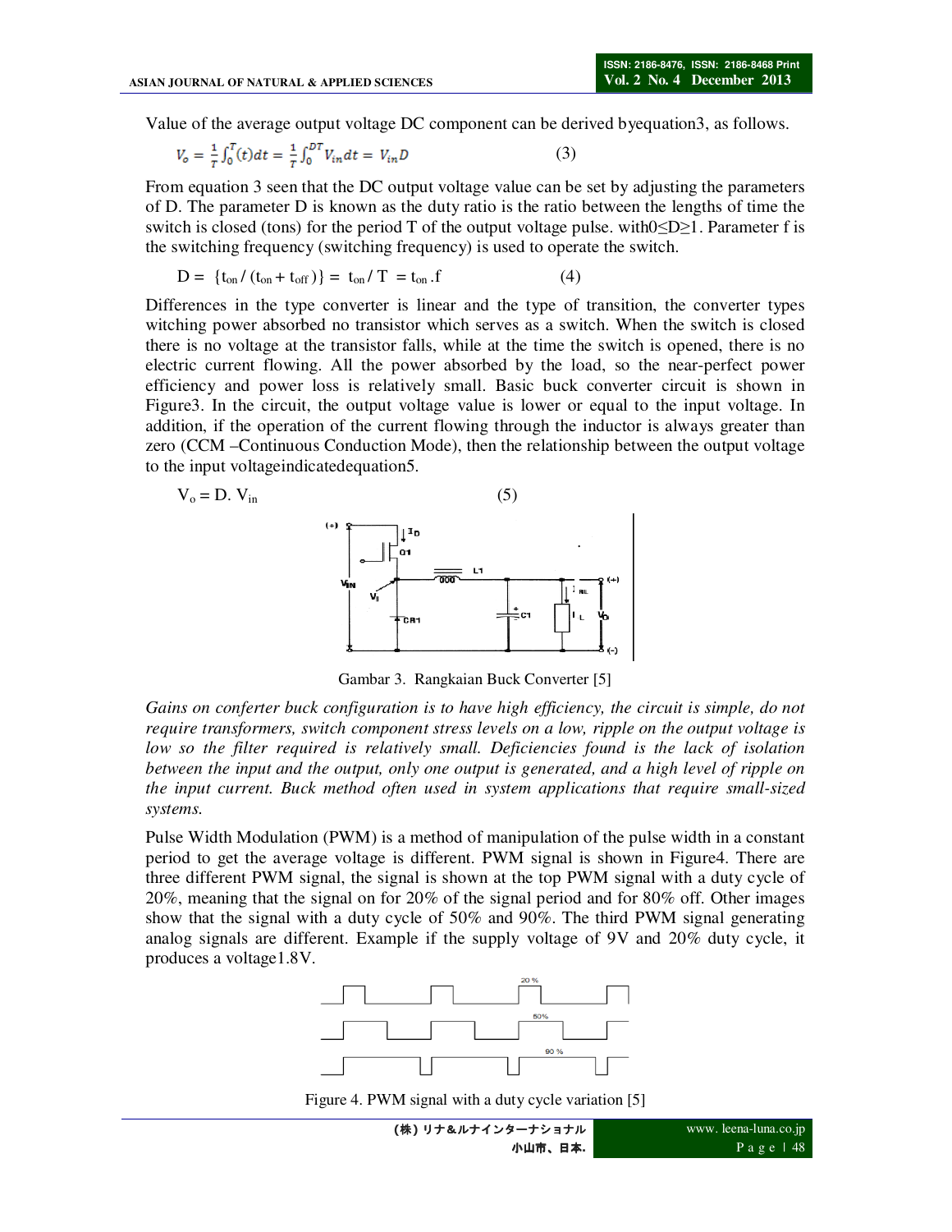Value of the average output voltage DC component can be derived byequation3, as follows.

$$V_o = \frac{1}{T}\int_0^T (t)dt = \frac{1}{T}\int_0^{DT} V_{in}dt = V_{in}D \quad (3)$$

From equation 3 seen that the DC output voltage value can be set by adjusting the parameters of D. The parameter D is known as the duty ratio is the ratio between the lengths of time the switch is closed (tons) for the period T of the output voltage pulse. with$0\leq D \geq 1$. Parameter f is the switching frequency (switching frequency) is used to operate the switch.

$$D = \{t_{on} / (t_{on} + t_{off})\} = t_{on} / T = t_{on} .f \quad (4)$$

Differences in the type converter is linear and the type of transition, the converter types witching power absorbed no transistor which serves as a switch. When the switch is closed there is no voltage at the transistor falls, while at the time the switch is opened, there is no electric current flowing. All the power absorbed by the load, so the near-perfect power efficiency and power loss is relatively small. Basic buck converter circuit is shown in Figure3. In the circuit, the output voltage value is lower or equal to the input voltage. In addition, if the operation of the current flowing through the inductor is always greater than zero (CCM –Continuous Conduction Mode), then the relationship between the output voltage to the input voltageindicatedequation5.

$$V_o = D.\ V_{in} \quad (5)$$

Gambar 3. Rangkaian Buck Converter [5]

*Gains on conferter buck configuration is to have high efficiency, the circuit is simple, do not require transformers, switch component stress levels on a low, ripple on the output voltage is low so the filter required is relatively small. Deficiencies found is the lack of isolation between the input and the output, only one output is generated, and a high level of ripple on the input current. Buck method often used in system applications that require small-sized systems.*

Pulse Width Modulation (PWM) is a method of manipulation of the pulse width in a constant period to get the average voltage is different. PWM signal is shown in Figure4. There are three different PWM signal, the signal is shown at the top PWM signal with a duty cycle of 20%, meaning that the signal on for 20% of the signal period and for 80% off. Other images show that the signal with a duty cycle of 50% and 90%. The third PWM signal generating analog signals are different. Example if the supply voltage of 9V and 20% duty cycle, it produces a voltage1.8V.

Figure 4. PWM signal with a duty cycle variation [5]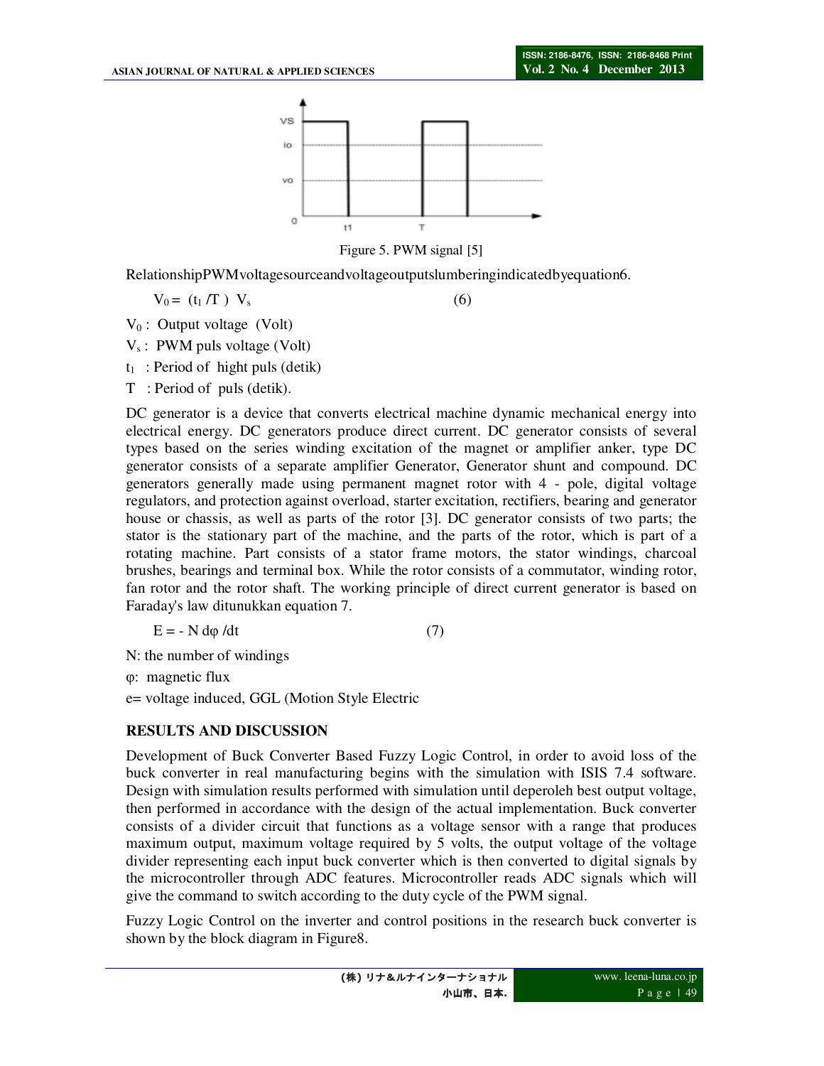Figure 5. PWM signal [5]

RelationshipPWMvoltagesourceandvoltageoutputslumberingindicatedbyequation6.

$$V_0 = (t_1 / T)\ V_s \qquad (6)$$

$V_0$ : Output voltage (Volt)

$V_s$ : PWM puls voltage (Volt)

$t_1$ : Period of hight puls (detik)

T : Period of puls (detik).

DC generator is a device that converts electrical machine dynamic mechanical energy into electrical energy. DC generators produce direct current. DC generator consists of several types based on the series winding excitation of the magnet or amplifier anker, type DC generator consists of a separate amplifier Generator, Generator shunt and compound. DC generators generally made using permanent magnet rotor with 4 - pole, digital voltage regulators, and protection against overload, starter excitation, rectifiers, bearing and generator house or chassis, as well as parts of the rotor [3]. DC generator consists of two parts; the stator is the stationary part of the machine, and the parts of the rotor, which is part of a rotating machine. Part consists of a stator frame motors, the stator windings, charcoal brushes, bearings and terminal box. While the rotor consists of a commutator, winding rotor, fan rotor and the rotor shaft. The working principle of direct current generator is based on Faraday's law ditunukkan equation 7.

$$E = - N\, d\varphi / dt \qquad (7)$$

N: the number of windings

$\varphi$: magnetic flux

e= voltage induced, GGL (Motion Style Electric

## RESULTS AND DISCUSSION

Development of Buck Converter Based Fuzzy Logic Control, in order to avoid loss of the buck converter in real manufacturing begins with the simulation with ISIS 7.4 software. Design with simulation results performed with simulation until deperoleh best output voltage, then performed in accordance with the design of the actual implementation. Buck converter consists of a divider circuit that functions as a voltage sensor with a range that produces maximum output, maximum voltage required by 5 volts, the output voltage of the voltage divider representing each input buck converter which is then converted to digital signals by the microcontroller through ADC features. Microcontroller reads ADC signals which will give the command to switch according to the duty cycle of the PWM signal.

Fuzzy Logic Control on the inverter and control positions in the research buck converter is shown by the block diagram in Figure8.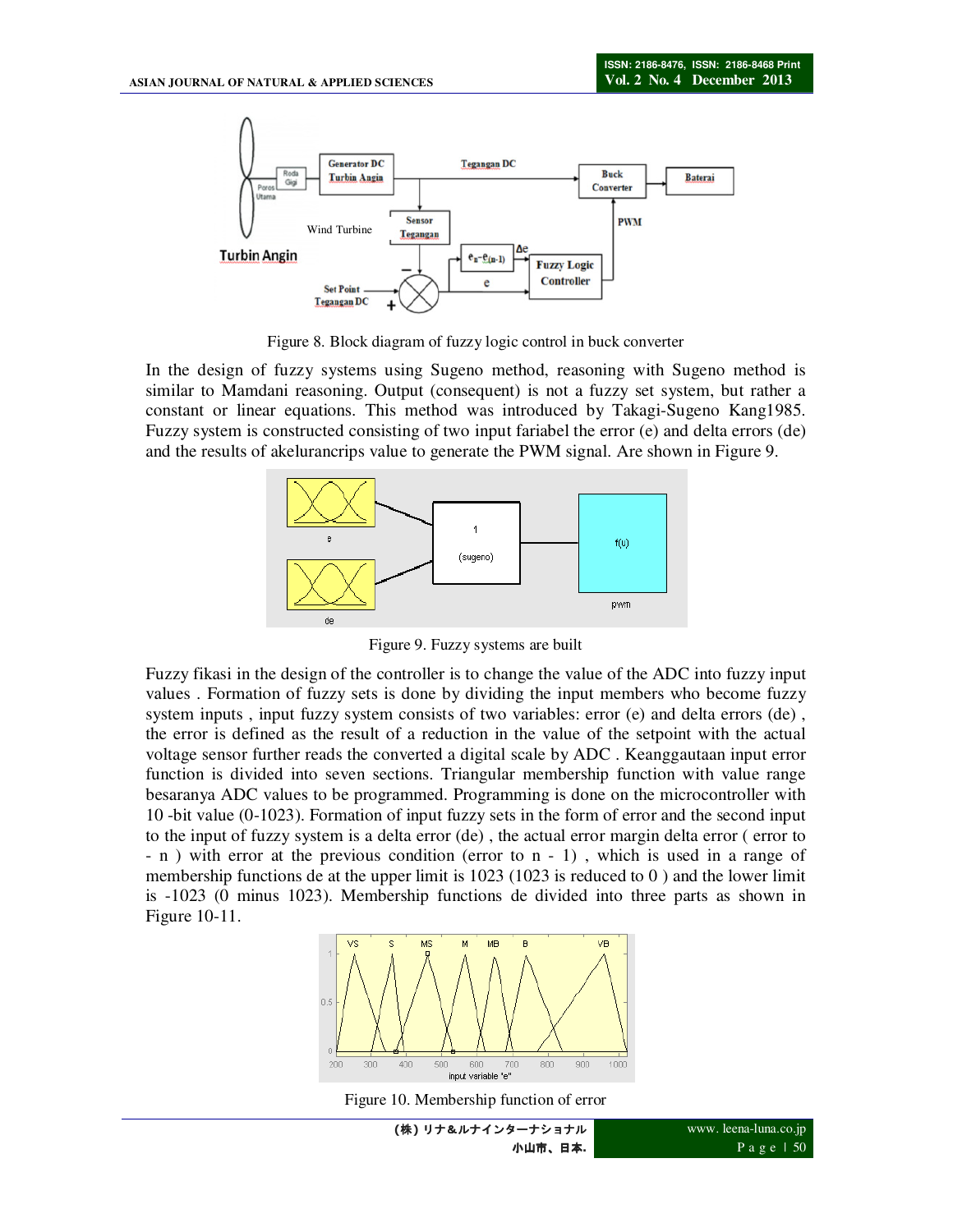Figure 8. Block diagram of fuzzy logic control in buck converter

In the design of fuzzy systems using Sugeno method, reasoning with Sugeno method is similar to Mamdani reasoning. Output (consequent) is not a fuzzy set system, but rather a constant or linear equations. This method was introduced by Takagi-Sugeno Kang1985. Fuzzy system is constructed consisting of two input fariabel the error (e) and delta errors (de) and the results of akelurancrips value to generate the PWM signal. Are shown in Figure 9.

Figure 9. Fuzzy systems are built

Fuzzy fikasi in the design of the controller is to change the value of the ADC into fuzzy input values . Formation of fuzzy sets is done by dividing the input members who become fuzzy system inputs , input fuzzy system consists of two variables: error (e) and delta errors (de) , the error is defined as the result of a reduction in the value of the setpoint with the actual voltage sensor further reads the converted a digital scale by ADC . Keanggautaan input error function is divided into seven sections. Triangular membership function with value range besaranya ADC values to be programmed. Programming is done on the microcontroller with 10 -bit value (0-1023). Formation of input fuzzy sets in the form of error and the second input to the input of fuzzy system is a delta error (de) , the actual error margin delta error ( error to - n ) with error at the previous condition (error to n - 1) , which is used in a range of membership functions de at the upper limit is 1023 (1023 is reduced to 0 ) and the lower limit is -1023 (0 minus 1023). Membership functions de divided into three parts as shown in Figure 10-11.

Figure 10. Membership function of error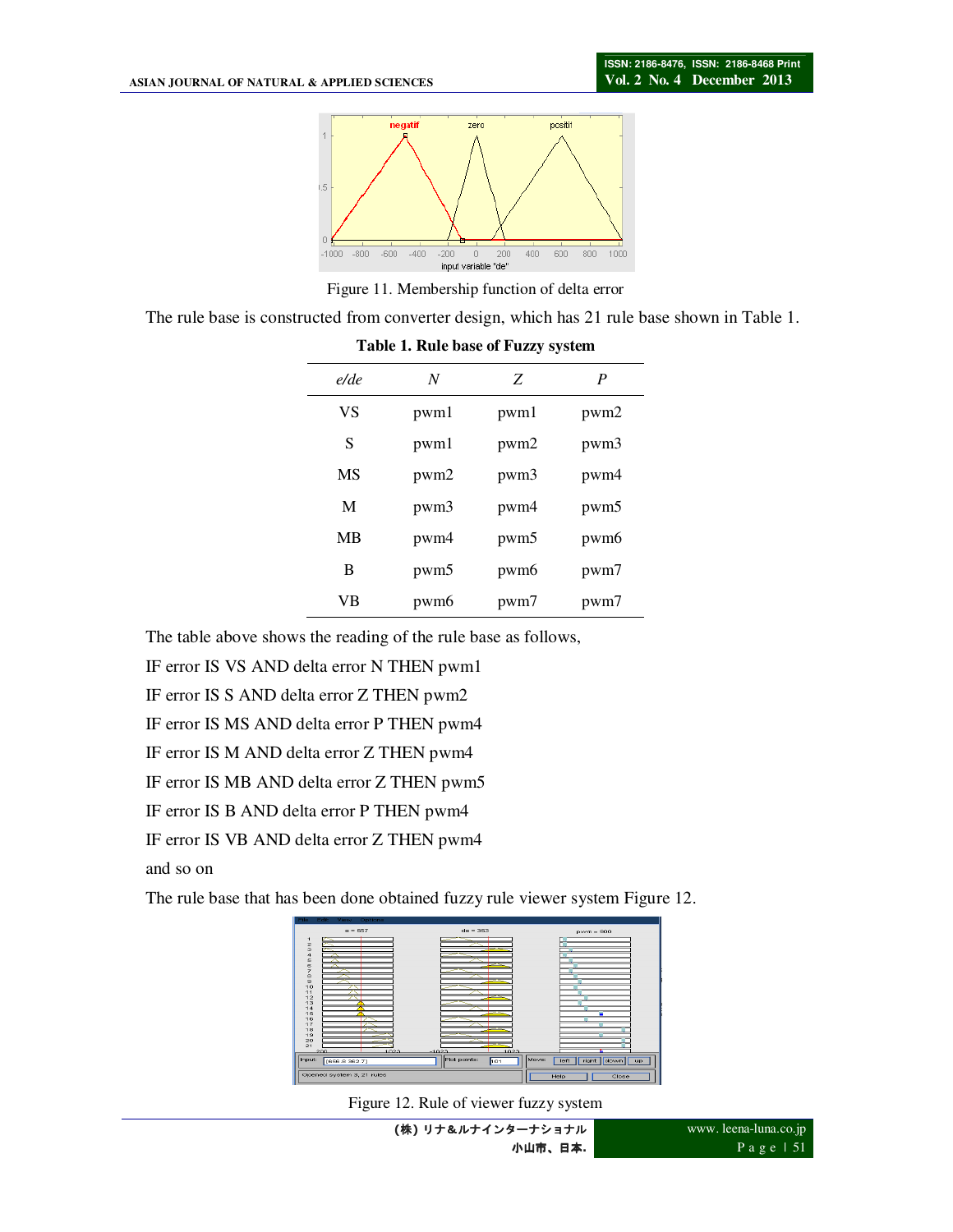Figure 11. Membership function of delta error

The rule base is constructed from converter design, which has 21 rule base shown in Table 1.

**Table 1. Rule base of Fuzzy system**

| *e/de* | *N* | *Z* | *P* |
|---|---|---|---|
| VS | pwm1 | pwm1 | pwm2 |
| S | pwm1 | pwm2 | pwm3 |
| MS | pwm2 | pwm3 | pwm4 |
| M | pwm3 | pwm4 | pwm5 |
| MB | pwm4 | pwm5 | pwm6 |
| B | pwm5 | pwm6 | pwm7 |
| VB | pwm6 | pwm7 | pwm7 |

The table above shows the reading of the rule base as follows,

IF error IS VS AND delta error N THEN pwm1

IF error IS S AND delta error Z THEN pwm2

IF error IS MS AND delta error P THEN pwm4

IF error IS M AND delta error Z THEN pwm4

IF error IS MB AND delta error Z THEN pwm5

IF error IS B AND delta error P THEN pwm4

IF error IS VB AND delta error Z THEN pwm4

and so on

The rule base that has been done obtained fuzzy rule viewer system Figure 12.

Figure 12. Rule of viewer fuzzy system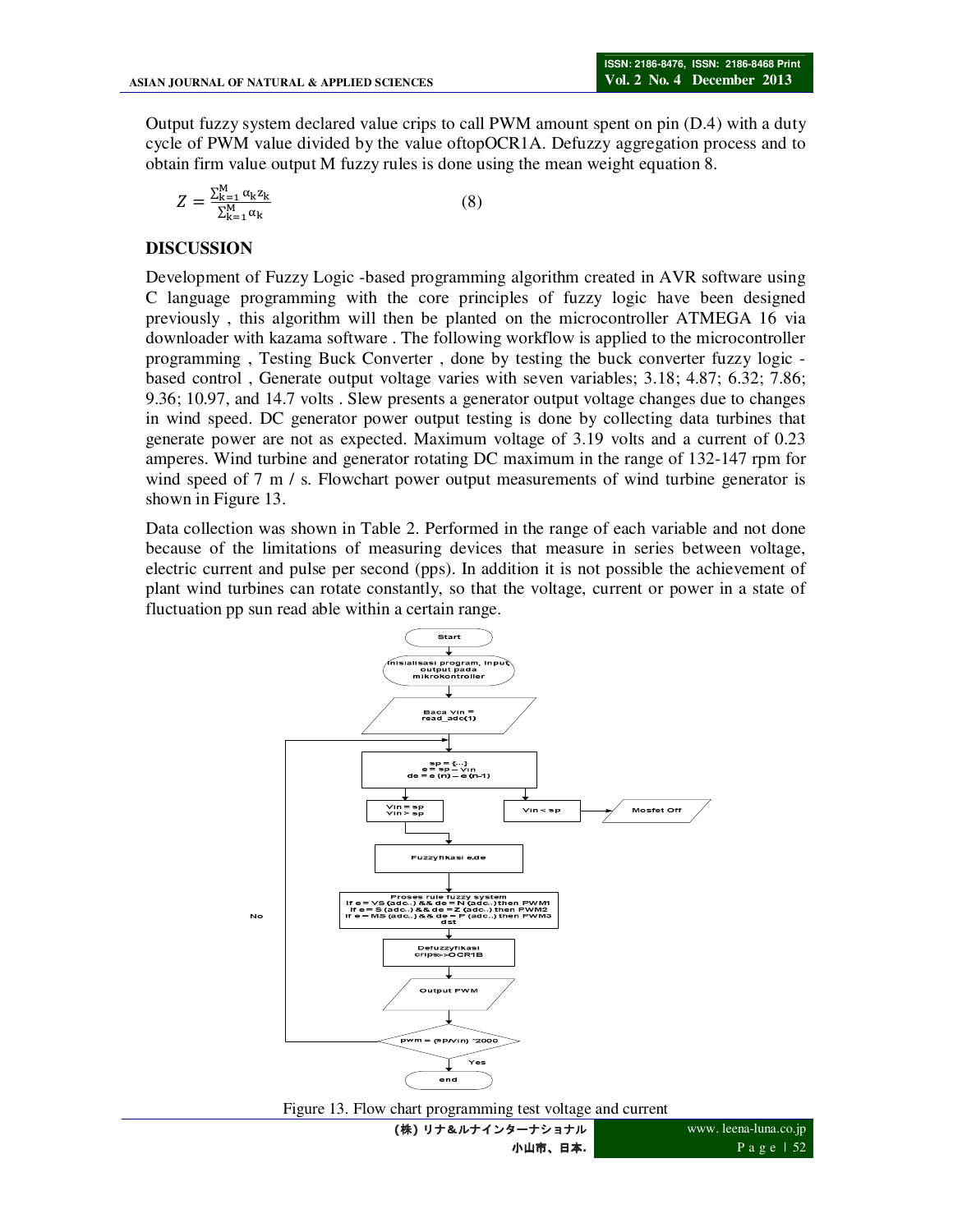Output fuzzy system declared value crips to call PWM amount spent on pin (D.4) with a duty cycle of PWM value divided by the value oftopOCR1A. Defuzzy aggregation process and to obtain firm value output M fuzzy rules is done using the mean weight equation 8.

$$Z = \frac{\sum_{k=1}^{M} \alpha_k z_k}{\sum_{k=1}^{M} \alpha_k} \qquad (8)$$

## DISCUSSION

Development of Fuzzy Logic -based programming algorithm created in AVR software using C language programming with the core principles of fuzzy logic have been designed previously , this algorithm will then be planted on the microcontroller ATMEGA 16 via downloader with kazama software . The following workflow is applied to the microcontroller programming , Testing Buck Converter , done by testing the buck converter fuzzy logic - based control , Generate output voltage varies with seven variables; 3.18; 4.87; 6.32; 7.86; 9.36; 10.97, and 14.7 volts . Slew presents a generator output voltage changes due to changes in wind speed. DC generator power output testing is done by collecting data turbines that generate power are not as expected. Maximum voltage of 3.19 volts and a current of 0.23 amperes. Wind turbine and generator rotating DC maximum in the range of 132-147 rpm for wind speed of 7 m / s. Flowchart power output measurements of wind turbine generator is shown in Figure 13.

Data collection was shown in Table 2. Performed in the range of each variable and not done because of the limitations of measuring devices that measure in series between voltage, electric current and pulse per second (pps). In addition it is not possible the achievement of plant wind turbines can rotate constantly, so that the voltage, current or power in a state of fluctuation pp sun read able within a certain range.

Figure 13. Flow chart programming test voltage and current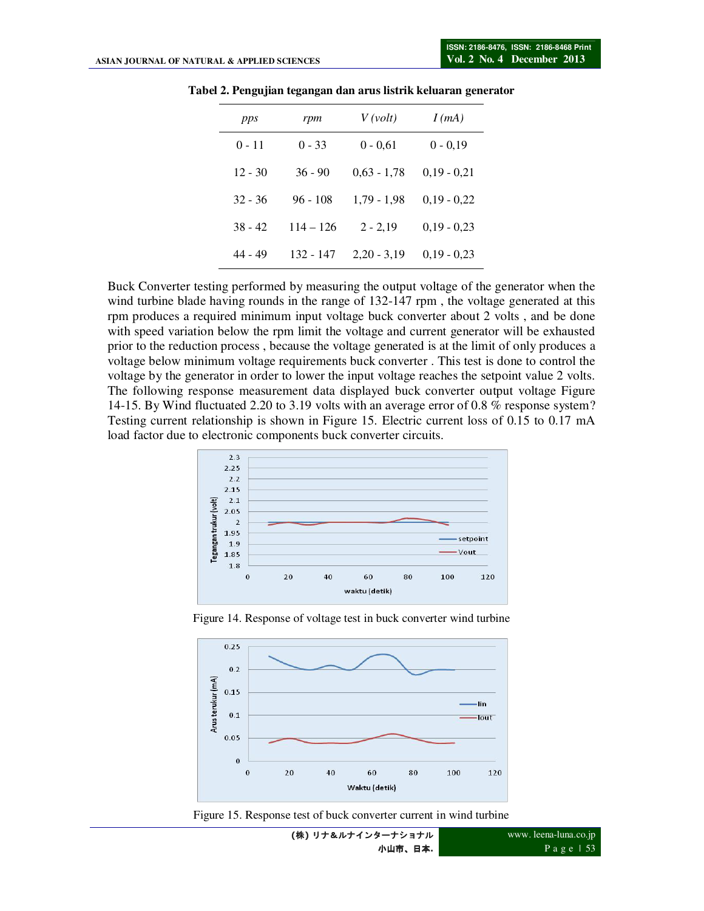**Tabel 2. Pengujian tegangan dan arus listrik keluaran generator**

| *pps* | *rpm* | *V (volt)* | *I (mA)* |
|---|---|---|---|
| 0 - 11 | 0 - 33 | 0 - 0,61 | 0 - 0,19 |
| 12 - 30 | 36 - 90 | 0,63 - 1,78 | 0,19 - 0,21 |
| 32 - 36 | 96 - 108 | 1,79 - 1,98 | 0,19 - 0,22 |
| 38 - 42 | 114 – 126 | 2 - 2,19 | 0,19 - 0,23 |
| 44 - 49 | 132 - 147 | 2,20 - 3,19 | 0,19 - 0,23 |

Buck Converter testing performed by measuring the output voltage of the generator when the wind turbine blade having rounds in the range of 132-147 rpm , the voltage generated at this rpm produces a required minimum input voltage buck converter about 2 volts , and be done with speed variation below the rpm limit the voltage and current generator will be exhausted prior to the reduction process , because the voltage generated is at the limit of only produces a voltage below minimum voltage requirements buck converter . This test is done to control the voltage by the generator in order to lower the input voltage reaches the setpoint value 2 volts. The following response measurement data displayed buck converter output voltage Figure 14-15. By Wind fluctuated 2.20 to 3.19 volts with an average error of 0.8 % response system? Testing current relationship is shown in Figure 15. Electric current loss of 0.15 to 0.17 mA load factor due to electronic components buck converter circuits.

Figure 14. Response of voltage test in buck converter wind turbine

Figure 15. Response test of buck converter current in wind turbine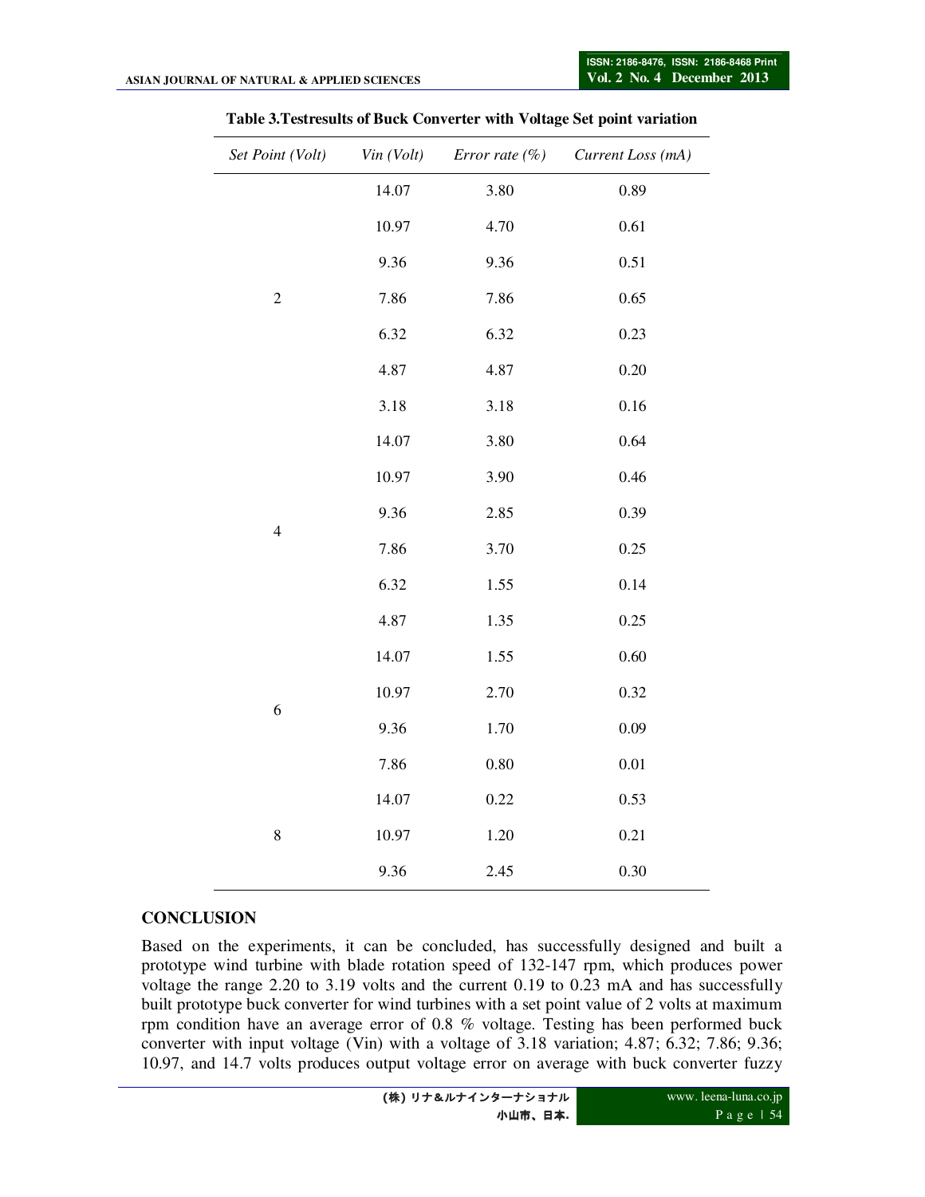**Table 3.Testresults of Buck Converter with Voltage Set point variation**

| *Set Point (Volt)* | *Vin (Volt)* | *Error rate (%)* | *Current Loss (mA)* |
|---|---|---|---|
| 2 | 14.07 | 3.80 | 0.89 |
| | 10.97 | 4.70 | 0.61 |
| | 9.36 | 9.36 | 0.51 |
| | 7.86 | 7.86 | 0.65 |
| | 6.32 | 6.32 | 0.23 |
| | 4.87 | 4.87 | 0.20 |
| | 3.18 | 3.18 | 0.16 |
| 4 | 14.07 | 3.80 | 0.64 |
| | 10.97 | 3.90 | 0.46 |
| | 9.36 | 2.85 | 0.39 |
| | 7.86 | 3.70 | 0.25 |
| | 6.32 | 1.55 | 0.14 |
| | 4.87 | 1.35 | 0.25 |
| 6 | 14.07 | 1.55 | 0.60 |
| | 10.97 | 2.70 | 0.32 |
| | 9.36 | 1.70 | 0.09 |
| | 7.86 | 0.80 | 0.01 |
| 8 | 14.07 | 0.22 | 0.53 |
| | 10.97 | 1.20 | 0.21 |
| | 9.36 | 2.45 | 0.30 |

## CONCLUSION

Based on the experiments, it can be concluded, has successfully designed and built a prototype wind turbine with blade rotation speed of 132-147 rpm, which produces power voltage the range 2.20 to 3.19 volts and the current 0.19 to 0.23 mA and has successfully built prototype buck converter for wind turbines with a set point value of 2 volts at maximum rpm condition have an average error of 0.8 % voltage. Testing has been performed buck converter with input voltage (Vin) with a voltage of 3.18 variation; 4.87; 6.32; 7.86; 9.36; 10.97, and 14.7 volts produces output voltage error on average with buck converter fuzzy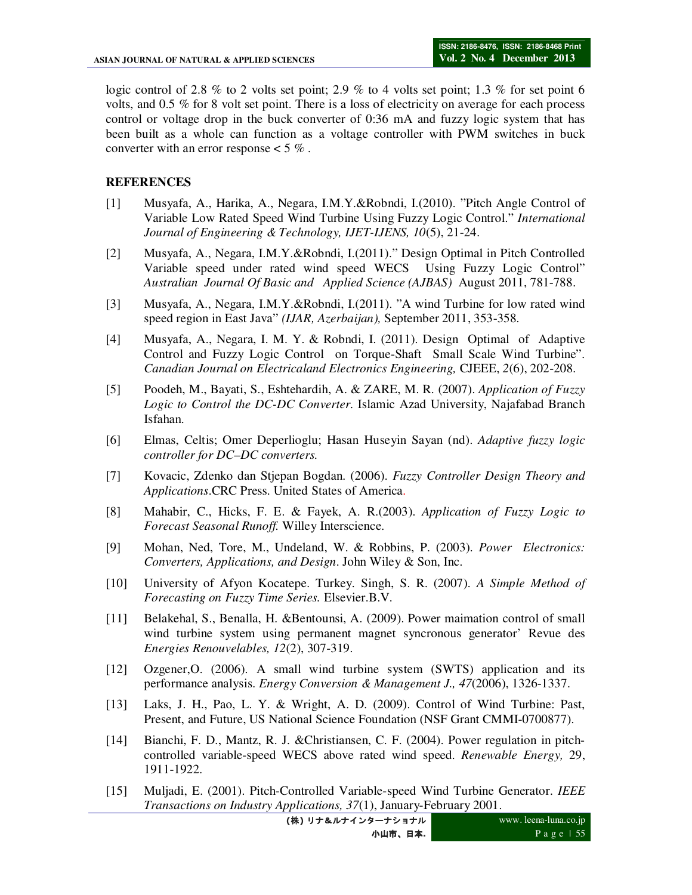logic control of 2.8 % to 2 volts set point; 2.9 % to 4 volts set point; 1.3 % for set point 6 volts, and 0.5 % for 8 volt set point. There is a loss of electricity on average for each process control or voltage drop in the buck converter of 0:36 mA and fuzzy logic system that has been built as a whole can function as a voltage controller with PWM switches in buck converter with an error response < 5 % .

## REFERENCES

[1] Musyafa, A., Harika, A., Negara, I.M.Y.&Robndi, I.(2010). "Pitch Angle Control of Variable Low Rated Speed Wind Turbine Using Fuzzy Logic Control." *International Journal of Engineering & Technology, IJET-IJENS, 10*(5), 21-24.

[2] Musyafa, A., Negara, I.M.Y.&Robndi, I.(2011)." Design Optimal in Pitch Controlled Variable speed under rated wind speed WECS Using Fuzzy Logic Control" *Australian Journal Of Basic and Applied Science (AJBAS)* August 2011, 781-788.

[3] Musyafa, A., Negara, I.M.Y.&Robndi, I.(2011). "A wind Turbine for low rated wind speed region in East Java" *(IJAR, Azerbaijan),* September 2011, 353-358.

[4] Musyafa, A., Negara, I. M. Y. & Robndi, I. (2011). Design Optimal of Adaptive Control and Fuzzy Logic Control on Torque-Shaft Small Scale Wind Turbine". *Canadian Journal on Electricaland Electronics Engineering,* CJEEE, *2*(6), 202-208.

[5] Poodeh, M., Bayati, S., Eshtehardih, A. & ZARE, M. R. (2007). *Application of Fuzzy Logic to Control the DC-DC Converter*. Islamic Azad University, Najafabad Branch Isfahan.

[6] Elmas, Celtis; Omer Deperlioglu; Hasan Huseyin Sayan (nd). *Adaptive fuzzy logic controller for DC–DC converters.*

[7] Kovacic, Zdenko dan Stjepan Bogdan. (2006). *Fuzzy Controller Design Theory and Applications*.CRC Press. United States of America.

[8] Mahabir, C., Hicks, F. E. & Fayek, A. R.(2003). *Application of Fuzzy Logic to Forecast Seasonal Runoff.* Willey Interscience.

[9] Mohan, Ned, Tore, M., Undeland, W. & Robbins, P. (2003). *Power Electronics: Converters, Applications, and Design*. John Wiley & Son, Inc.

[10] University of Afyon Kocatepe. Turkey. Singh, S. R. (2007). *A Simple Method of Forecasting on Fuzzy Time Series.* Elsevier.B.V.

[11] Belakehal, S., Benalla, H. &Bentounsi, A. (2009). Power maimation control of small wind turbine system using permanent magnet syncronous generator' Revue des *Energies Renouvelables, 12*(2), 307-319.

[12] Ozgener,O. (2006). A small wind turbine system (SWTS) application and its performance analysis. *Energy Conversion & Management J., 47*(2006), 1326-1337.

[13] Laks, J. H., Pao, L. Y. & Wright, A. D. (2009). Control of Wind Turbine: Past, Present, and Future, US National Science Foundation (NSF Grant CMMI-0700877).

[14] Bianchi, F. D., Mantz, R. J. &Christiansen, C. F. (2004). Power regulation in pitch-controlled variable-speed WECS above rated wind speed. *Renewable Energy,* 29, 1911-1922.

[15] Muljadi, E. (2001). Pitch-Controlled Variable-speed Wind Turbine Generator. *IEEE Transactions on Industry Applications, 37*(1), January-February 2001.